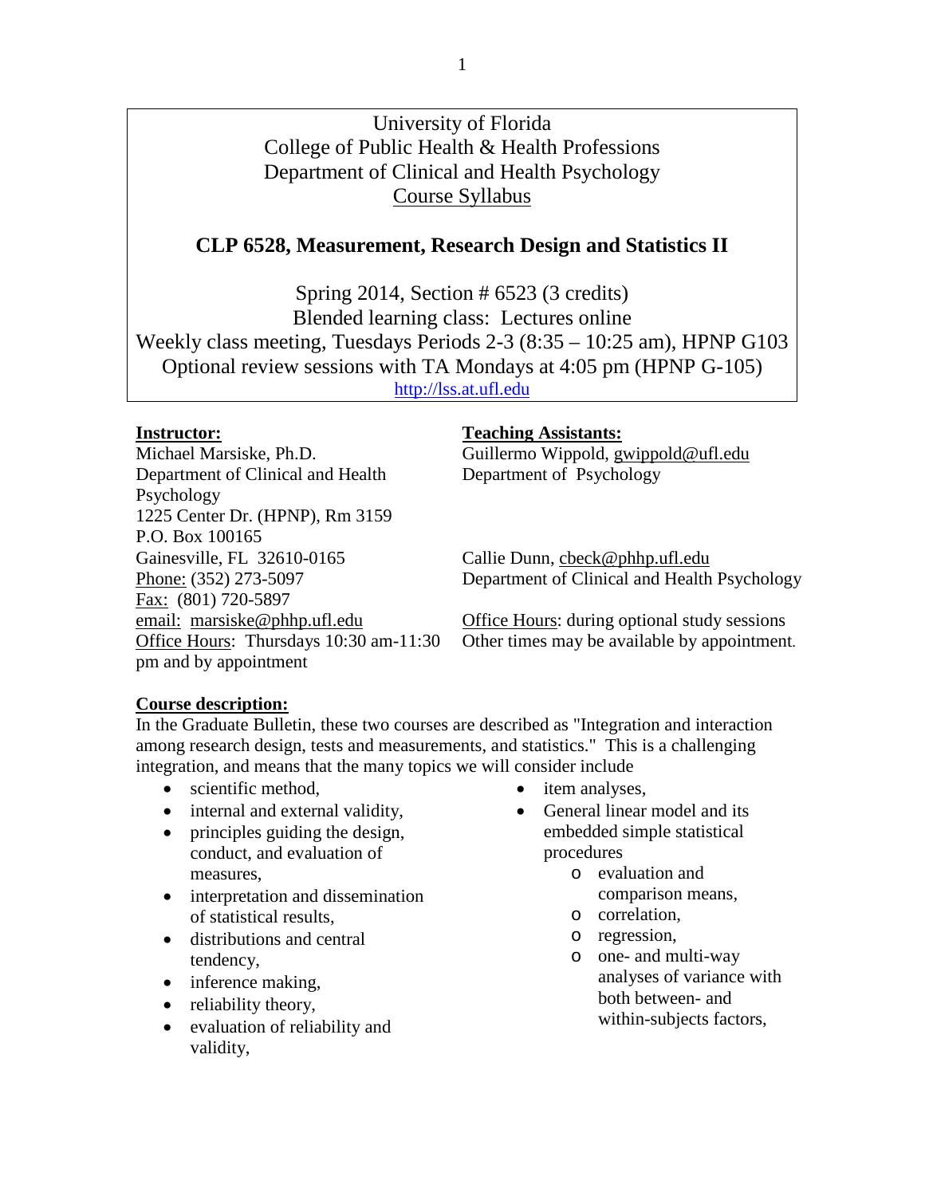University of Florida
College of Public Health & Health Professions
Department of Clinical and Health Psychology
Course Syllabus

# CLP 6528, Measurement, Research Design and Statistics II

Spring 2014, Section # 6523 (3 credits)
Blended learning class: Lectures online
Weekly class meeting, Tuesdays Periods 2-3 (8:35 – 10:25 am), HPNP G103
Optional review sessions with TA Mondays at 4:05 pm (HPNP G-105)
http://lss.at.ufl.edu

**Instructor:**
Michael Marsiske, Ph.D.
Department of Clinical and Health Psychology
1225 Center Dr. (HPNP), Rm 3159
P.O. Box 100165
Gainesville, FL 32610-0165
Phone: (352) 273-5097
Fax: (801) 720-5897
email: marsiske@phhp.ufl.edu
Office Hours: Thursdays 10:30 am-11:30 pm and by appointment

**Teaching Assistants:**
Guillermo Wippold, gwippold@ufl.edu
Department of Psychology

Callie Dunn, cbeck@phhp.ufl.edu
Department of Clinical and Health Psychology

Office Hours: during optional study sessions
Other times may be available by appointment.

**Course description:**
In the Graduate Bulletin, these two courses are described as "Integration and interaction among research design, tests and measurements, and statistics." This is a challenging integration, and means that the many topics we will consider include

- scientific method,
- internal and external validity,
- principles guiding the design, conduct, and evaluation of measures,
- interpretation and dissemination of statistical results,
- distributions and central tendency,
- inference making,
- reliability theory,
- evaluation of reliability and validity,
- item analyses,
- General linear model and its embedded simple statistical procedures
  - evaluation and comparison means,
  - correlation,
  - regression,
  - one- and multi-way analyses of variance with both between- and within-subjects factors,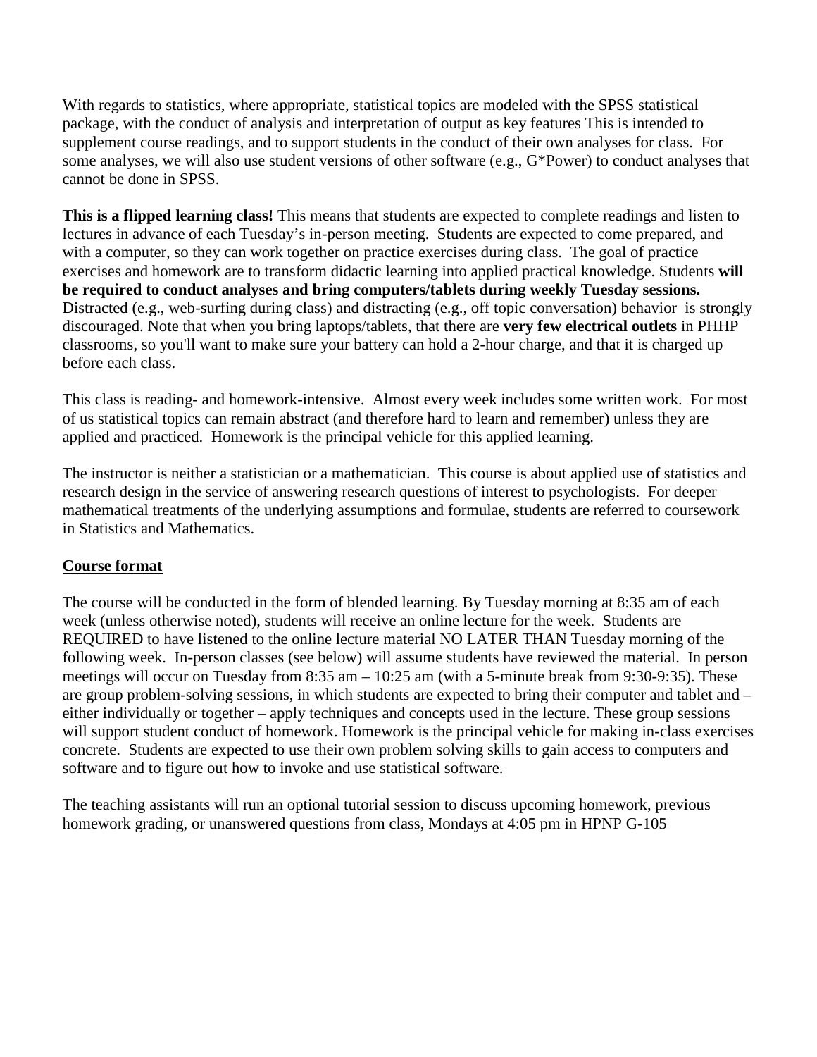With regards to statistics, where appropriate, statistical topics are modeled with the SPSS statistical package, with the conduct of analysis and interpretation of output as key features This is intended to supplement course readings, and to support students in the conduct of their own analyses for class. For some analyses, we will also use student versions of other software (e.g., G*Power) to conduct analyses that cannot be done in SPSS.

**This is a flipped learning class!** This means that students are expected to complete readings and listen to lectures in advance of each Tuesday's in-person meeting. Students are expected to come prepared, and with a computer, so they can work together on practice exercises during class. The goal of practice exercises and homework are to transform didactic learning into applied practical knowledge. Students **will be required to conduct analyses and bring computers/tablets during weekly Tuesday sessions.** Distracted (e.g., web-surfing during class) and distracting (e.g., off topic conversation) behavior is strongly discouraged. Note that when you bring laptops/tablets, that there are **very few electrical outlets** in PHHP classrooms, so you'll want to make sure your battery can hold a 2-hour charge, and that it is charged up before each class.

This class is reading- and homework-intensive. Almost every week includes some written work. For most of us statistical topics can remain abstract (and therefore hard to learn and remember) unless they are applied and practiced. Homework is the principal vehicle for this applied learning.

The instructor is neither a statistician or a mathematician. This course is about applied use of statistics and research design in the service of answering research questions of interest to psychologists. For deeper mathematical treatments of the underlying assumptions and formulae, students are referred to coursework in Statistics and Mathematics.

## Course format

The course will be conducted in the form of blended learning. By Tuesday morning at 8:35 am of each week (unless otherwise noted), students will receive an online lecture for the week. Students are REQUIRED to have listened to the online lecture material NO LATER THAN Tuesday morning of the following week. In-person classes (see below) will assume students have reviewed the material. In person meetings will occur on Tuesday from 8:35 am – 10:25 am (with a 5-minute break from 9:30-9:35). These are group problem-solving sessions, in which students are expected to bring their computer and tablet and – either individually or together – apply techniques and concepts used in the lecture. These group sessions will support student conduct of homework. Homework is the principal vehicle for making in-class exercises concrete. Students are expected to use their own problem solving skills to gain access to computers and software and to figure out how to invoke and use statistical software.

The teaching assistants will run an optional tutorial session to discuss upcoming homework, previous homework grading, or unanswered questions from class, Mondays at 4:05 pm in HPNP G-105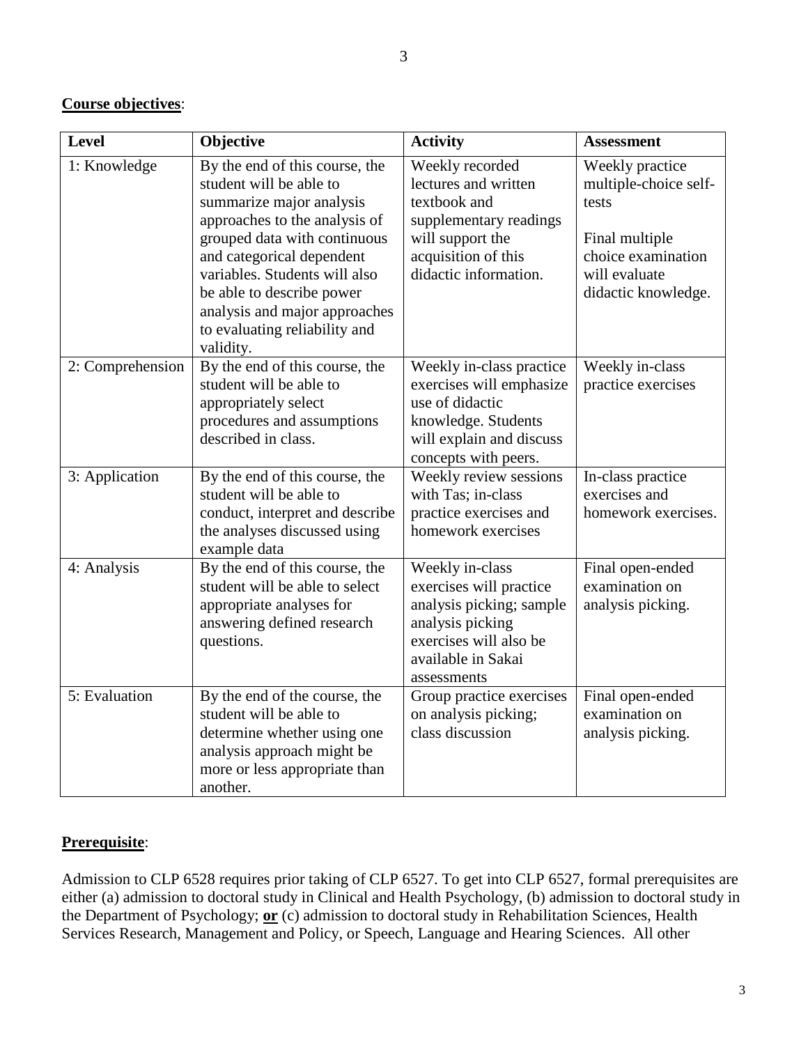**Course objectives**:

| Level | Objective | Activity | Assessment |
|---|---|---|---|
| 1: Knowledge | By the end of this course, the student will be able to summarize major analysis approaches to the analysis of grouped data with continuous and categorical dependent variables. Students will also be able to describe power analysis and major approaches to evaluating reliability and validity. | Weekly recorded lectures and written textbook and supplementary readings will support the acquisition of this didactic information. | Weekly practice multiple-choice self-tests<br><br>Final multiple choice examination will evaluate didactic knowledge. |
| 2: Comprehension | By the end of this course, the student will be able to appropriately select procedures and assumptions described in class. | Weekly in-class practice exercises will emphasize use of didactic knowledge. Students will explain and discuss concepts with peers. | Weekly in-class practice exercises |
| 3: Application | By the end of this course, the student will be able to conduct, interpret and describe the analyses discussed using example data | Weekly review sessions with Tas; in-class practice exercises and homework exercises | In-class practice exercises and homework exercises. |
| 4: Analysis | By the end of this course, the student will be able to select appropriate analyses for answering defined research questions. | Weekly in-class exercises will practice analysis picking; sample analysis picking exercises will also be available in Sakai assessments | Final open-ended examination on analysis picking. |
| 5: Evaluation | By the end of the course, the student will be able to determine whether using one analysis approach might be more or less appropriate than another. | Group practice exercises on analysis picking; class discussion | Final open-ended examination on analysis picking. |

**Prerequisite**:

Admission to CLP 6528 requires prior taking of CLP 6527. To get into CLP 6527, formal prerequisites are either (a) admission to doctoral study in Clinical and Health Psychology, (b) admission to doctoral study in the Department of Psychology; **or** (c) admission to doctoral study in Rehabilitation Sciences, Health Services Research, Management and Policy, or Speech, Language and Hearing Sciences. All other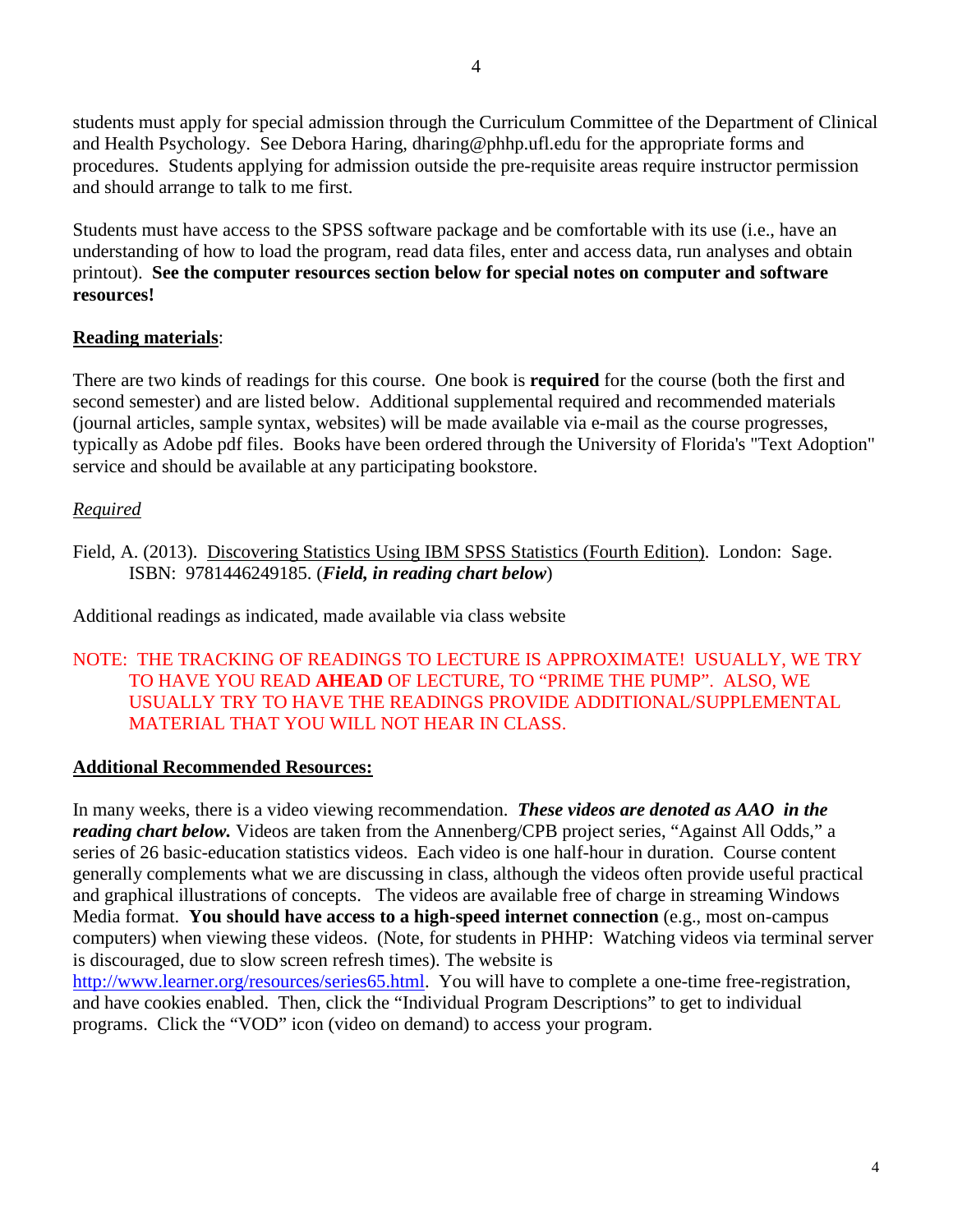students must apply for special admission through the Curriculum Committee of the Department of Clinical and Health Psychology. See Debora Haring, dharing@phhp.ufl.edu for the appropriate forms and procedures. Students applying for admission outside the pre-requisite areas require instructor permission and should arrange to talk to me first.

Students must have access to the SPSS software package and be comfortable with its use (i.e., have an understanding of how to load the program, read data files, enter and access data, run analyses and obtain printout). **See the computer resources section below for special notes on computer and software resources!**

**Reading materials**:

There are two kinds of readings for this course. One book is **required** for the course (both the first and second semester) and are listed below. Additional supplemental required and recommended materials (journal articles, sample syntax, websites) will be made available via e-mail as the course progresses, typically as Adobe pdf files. Books have been ordered through the University of Florida's "Text Adoption" service and should be available at any participating bookstore.

*Required*

Field, A. (2013). Discovering Statistics Using IBM SPSS Statistics (Fourth Edition). London: Sage. ISBN: 9781446249185. (***Field, in reading chart below***)

Additional readings as indicated, made available via class website

NOTE: THE TRACKING OF READINGS TO LECTURE IS APPROXIMATE! USUALLY, WE TRY TO HAVE YOU READ **AHEAD** OF LECTURE, TO "PRIME THE PUMP". ALSO, WE USUALLY TRY TO HAVE THE READINGS PROVIDE ADDITIONAL/SUPPLEMENTAL MATERIAL THAT YOU WILL NOT HEAR IN CLASS.

**Additional Recommended Resources:**

In many weeks, there is a video viewing recommendation. ***These videos are denoted as AAO in the reading chart below.*** Videos are taken from the Annenberg/CPB project series, "Against All Odds," a series of 26 basic-education statistics videos. Each video is one half-hour in duration. Course content generally complements what we are discussing in class, although the videos often provide useful practical and graphical illustrations of concepts. The videos are available free of charge in streaming Windows Media format. **You should have access to a high-speed internet connection** (e.g., most on-campus computers) when viewing these videos. (Note, for students in PHHP: Watching videos via terminal server is discouraged, due to slow screen refresh times). The website is http://www.learner.org/resources/series65.html. You will have to complete a one-time free-registration, and have cookies enabled. Then, click the "Individual Program Descriptions" to get to individual programs. Click the "VOD" icon (video on demand) to access your program.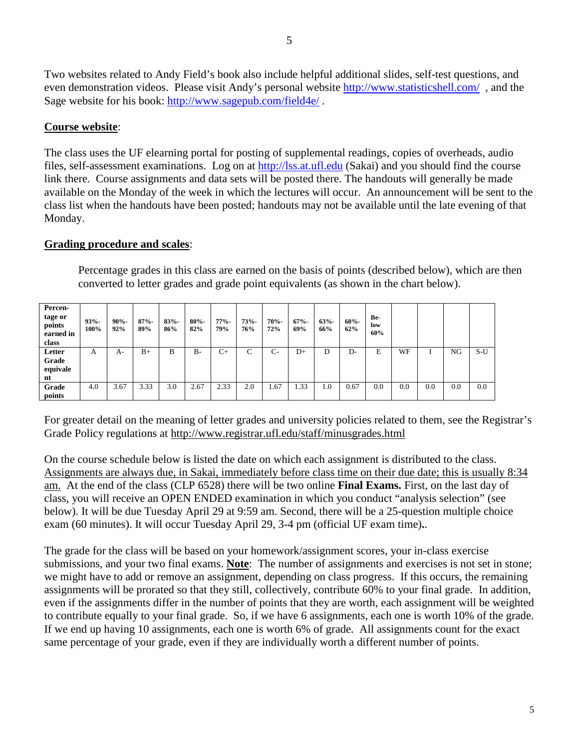Two websites related to Andy Field's book also include helpful additional slides, self-test questions, and even demonstration videos. Please visit Andy's personal website http://www.statisticshell.com/ , and the Sage website for his book: http://www.sagepub.com/field4e/ .

**Course website**:

The class uses the UF elearning portal for posting of supplemental readings, copies of overheads, audio files, self-assessment examinations. Log on at http://lss.at.ufl.edu (Sakai) and you should find the course link there. Course assignments and data sets will be posted there. The handouts will generally be made available on the Monday of the week in which the lectures will occur. An announcement will be sent to the class list when the handouts have been posted; handouts may not be available until the late evening of that Monday.

**Grading procedure and scales**:

Percentage grades in this class are earned on the basis of points (described below), which are then converted to letter grades and grade point equivalents (as shown in the chart below).

| **Percentage or points earned in class** | **93%-100%** | **90%-92%** | **87%-89%** | **83%-86%** | **80%-82%** | **77%-79%** | **73%-76%** | **70%-72%** | **67%-69%** | **63%-66%** | **60%-62%** | **Below 60%** | | | | |
|---|---|---|---|---|---|---|---|---|---|---|---|---|---|---|---|---|
| **Letter Grade equivalent** | A | A- | B+ | B | B- | C+ | C | C- | D+ | D | D- | E | WF | I | NG | S-U |
| **Grade points** | 4.0 | 3.67 | 3.33 | 3.0 | 2.67 | 2.33 | 2.0 | 1.67 | 1.33 | 1.0 | 0.67 | 0.0 | 0.0 | 0.0 | 0.0 | 0.0 |

For greater detail on the meaning of letter grades and university policies related to them, see the Registrar's Grade Policy regulations at http://www.registrar.ufl.edu/staff/minusgrades.html

On the course schedule below is listed the date on which each assignment is distributed to the class. Assignments are always due, in Sakai, immediately before class time on their due date; this is usually 8:34 am. At the end of the class (CLP 6528) there will be two online **Final Exams.** First, on the last day of class, you will receive an OPEN ENDED examination in which you conduct "analysis selection" (see below). It will be due Tuesday April 29 at 9:59 am. Second, there will be a 25-question multiple choice exam (60 minutes). It will occur Tuesday April 29, 3-4 pm (official UF exam time)**.**.

The grade for the class will be based on your homework/assignment scores, your in-class exercise submissions, and your two final exams. **Note**: The number of assignments and exercises is not set in stone; we might have to add or remove an assignment, depending on class progress. If this occurs, the remaining assignments will be prorated so that they still, collectively, contribute 60% to your final grade. In addition, even if the assignments differ in the number of points that they are worth, each assignment will be weighted to contribute equally to your final grade. So, if we have 6 assignments, each one is worth 10% of the grade. If we end up having 10 assignments, each one is worth 6% of grade. All assignments count for the exact same percentage of your grade, even if they are individually worth a different number of points.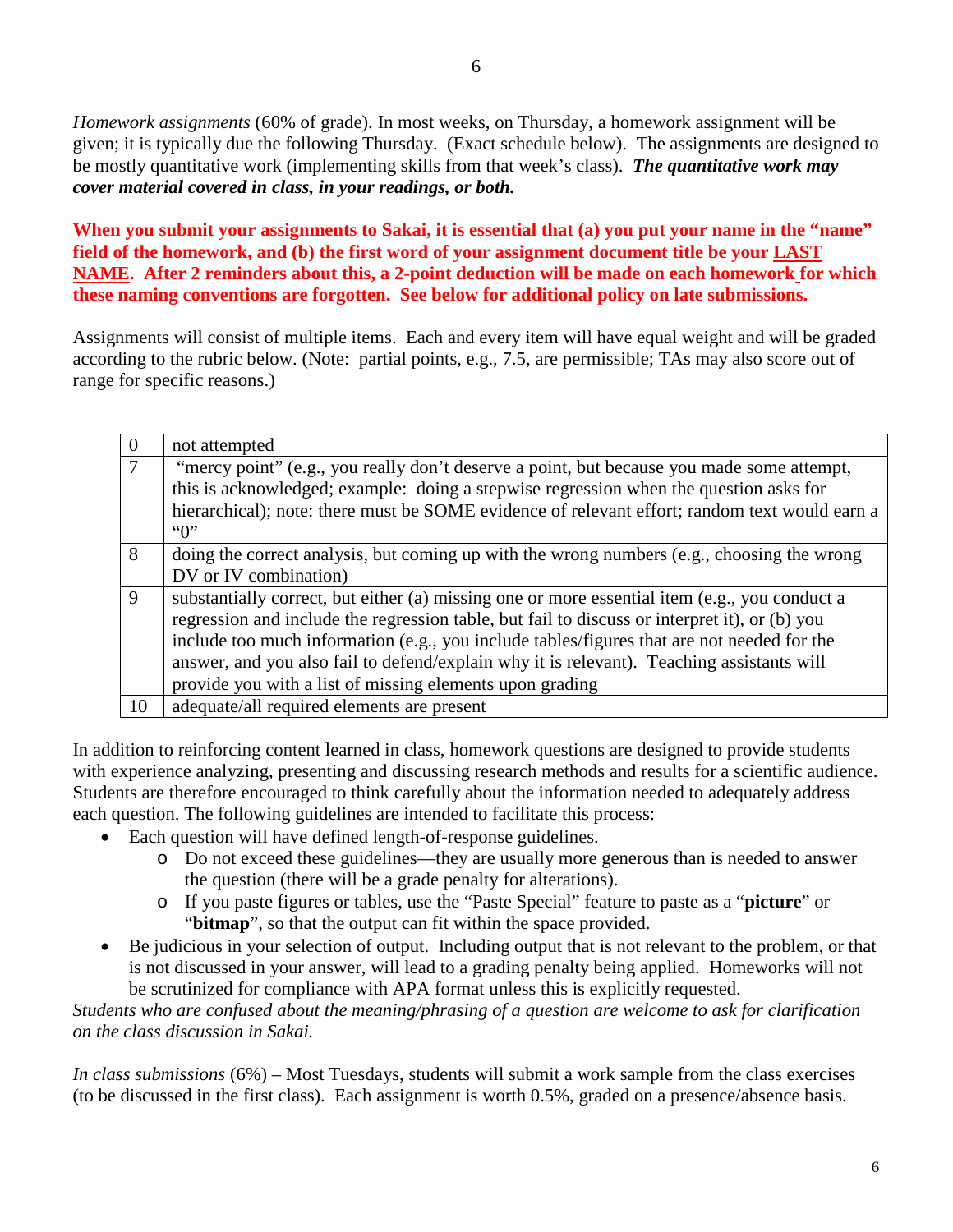*Homework assignments* (60% of grade). In most weeks, on Thursday, a homework assignment will be given; it is typically due the following Thursday. (Exact schedule below). The assignments are designed to be mostly quantitative work (implementing skills from that week's class). ***The quantitative work may cover material covered in class, in your readings, or both.***

**When you submit your assignments to Sakai, it is essential that (a) you put your name in the "name" field of the homework, and (b) the first word of your assignment document title be your LAST NAME. After 2 reminders about this, a 2-point deduction will be made on each homework for which these naming conventions are forgotten. See below for additional policy on late submissions.**

Assignments will consist of multiple items. Each and every item will have equal weight and will be graded according to the rubric below. (Note: partial points, e.g., 7.5, are permissible; TAs may also score out of range for specific reasons.)

| Score | Description |
|---|---|
| 0 | not attempted |
| 7 | "mercy point" (e.g., you really don't deserve a point, but because you made some attempt, this is acknowledged; example: doing a stepwise regression when the question asks for hierarchical); note: there must be SOME evidence of relevant effort; random text would earn a "0" |
| 8 | doing the correct analysis, but coming up with the wrong numbers (e.g., choosing the wrong DV or IV combination) |
| 9 | substantially correct, but either (a) missing one or more essential item (e.g., you conduct a regression and include the regression table, but fail to discuss or interpret it), or (b) you include too much information (e.g., you include tables/figures that are not needed for the answer, and you also fail to defend/explain why it is relevant). Teaching assistants will provide you with a list of missing elements upon grading |
| 10 | adequate/all required elements are present |

In addition to reinforcing content learned in class, homework questions are designed to provide students with experience analyzing, presenting and discussing research methods and results for a scientific audience. Students are therefore encouraged to think carefully about the information needed to adequately address each question. The following guidelines are intended to facilitate this process:

- Each question will have defined length-of-response guidelines.
  - Do not exceed these guidelines—they are usually more generous than is needed to answer the question (there will be a grade penalty for alterations).
  - If you paste figures or tables, use the "Paste Special" feature to paste as a "**picture**" or "**bitmap**", so that the output can fit within the space provided.
- Be judicious in your selection of output. Including output that is not relevant to the problem, or that is not discussed in your answer, will lead to a grading penalty being applied. Homeworks will not be scrutinized for compliance with APA format unless this is explicitly requested.

*Students who are confused about the meaning/phrasing of a question are welcome to ask for clarification on the class discussion in Sakai.*

*In class submissions* (6%) – Most Tuesdays, students will submit a work sample from the class exercises (to be discussed in the first class). Each assignment is worth 0.5%, graded on a presence/absence basis.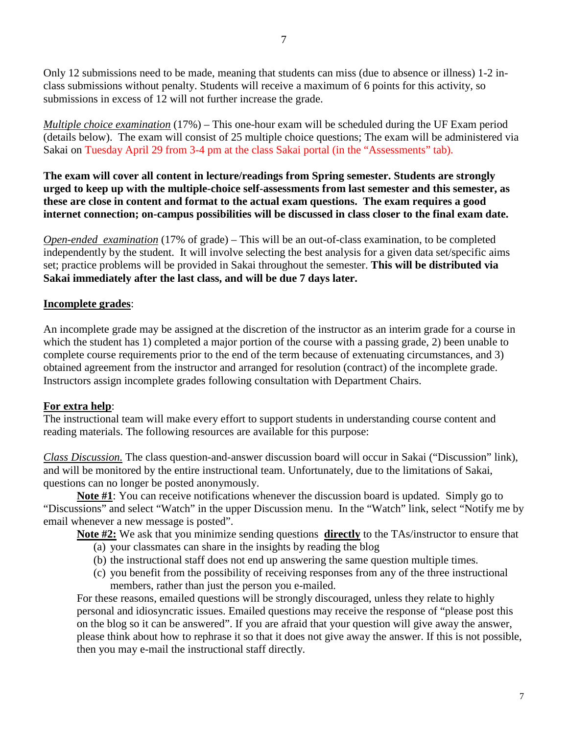Only 12 submissions need to be made, meaning that students can miss (due to absence or illness) 1-2 in-class submissions without penalty. Students will receive a maximum of 6 points for this activity, so submissions in excess of 12 will not further increase the grade.

*Multiple choice examination* (17%) – This one-hour exam will be scheduled during the UF Exam period (details below). The exam will consist of 25 multiple choice questions; The exam will be administered via Sakai on Tuesday April 29 from 3-4 pm at the class Sakai portal (in the "Assessments" tab).

**The exam will cover all content in lecture/readings from Spring semester. Students are strongly urged to keep up with the multiple-choice self-assessments from last semester and this semester, as these are close in content and format to the actual exam questions. The exam requires a good internet connection; on-campus possibilities will be discussed in class closer to the final exam date.**

*Open-ended examination* (17% of grade) – This will be an out-of-class examination, to be completed independently by the student. It will involve selecting the best analysis for a given data set/specific aims set; practice problems will be provided in Sakai throughout the semester. **This will be distributed via Sakai immediately after the last class, and will be due 7 days later.**

**Incomplete grades**:

An incomplete grade may be assigned at the discretion of the instructor as an interim grade for a course in which the student has 1) completed a major portion of the course with a passing grade, 2) been unable to complete course requirements prior to the end of the term because of extenuating circumstances, and 3) obtained agreement from the instructor and arranged for resolution (contract) of the incomplete grade. Instructors assign incomplete grades following consultation with Department Chairs.

**For extra help**:

The instructional team will make every effort to support students in understanding course content and reading materials. The following resources are available for this purpose:

*Class Discussion.* The class question-and-answer discussion board will occur in Sakai ("Discussion" link), and will be monitored by the entire instructional team. Unfortunately, due to the limitations of Sakai, questions can no longer be posted anonymously.

**Note #1**: You can receive notifications whenever the discussion board is updated. Simply go to "Discussions" and select "Watch" in the upper Discussion menu. In the "Watch" link, select "Notify me by email whenever a new message is posted".

**Note #2:** We ask that you minimize sending questions **directly** to the TAs/instructor to ensure that

(a) your classmates can share in the insights by reading the blog
(b) the instructional staff does not end up answering the same question multiple times.
(c) you benefit from the possibility of receiving responses from any of the three instructional members, rather than just the person you e-mailed.

For these reasons, emailed questions will be strongly discouraged, unless they relate to highly personal and idiosyncratic issues. Emailed questions may receive the response of "please post this on the blog so it can be answered". If you are afraid that your question will give away the answer, please think about how to rephrase it so that it does not give away the answer. If this is not possible, then you may e-mail the instructional staff directly.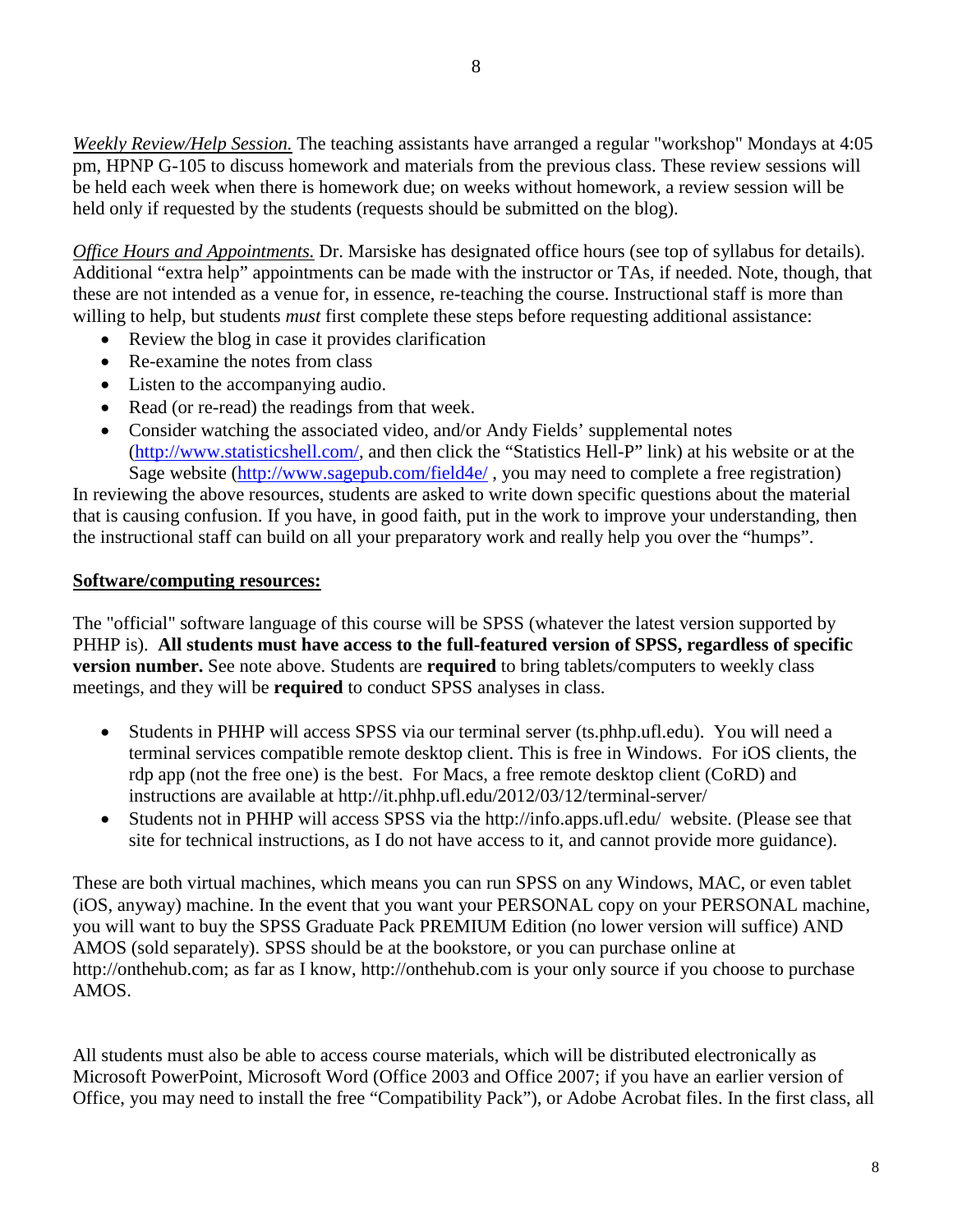*Weekly Review/Help Session.* The teaching assistants have arranged a regular "workshop" Mondays at 4:05 pm, HPNP G-105 to discuss homework and materials from the previous class. These review sessions will be held each week when there is homework due; on weeks without homework, a review session will be held only if requested by the students (requests should be submitted on the blog).

*Office Hours and Appointments.* Dr. Marsiske has designated office hours (see top of syllabus for details). Additional "extra help" appointments can be made with the instructor or TAs, if needed. Note, though, that these are not intended as a venue for, in essence, re-teaching the course. Instructional staff is more than willing to help, but students *must* first complete these steps before requesting additional assistance:

- Review the blog in case it provides clarification
- Re-examine the notes from class
- Listen to the accompanying audio.
- Read (or re-read) the readings from that week.
- Consider watching the associated video, and/or Andy Fields' supplemental notes (http://www.statisticshell.com/, and then click the "Statistics Hell-P" link) at his website or at the Sage website (http://www.sagepub.com/field4e/ , you may need to complete a free registration)

In reviewing the above resources, students are asked to write down specific questions about the material that is causing confusion. If you have, in good faith, put in the work to improve your understanding, then the instructional staff can build on all your preparatory work and really help you over the "humps".

**Software/computing resources:**

The "official" software language of this course will be SPSS (whatever the latest version supported by PHHP is). **All students must have access to the full-featured version of SPSS, regardless of specific version number.** See note above. Students are **required** to bring tablets/computers to weekly class meetings, and they will be **required** to conduct SPSS analyses in class.

- Students in PHHP will access SPSS via our terminal server (ts.phhp.ufl.edu). You will need a terminal services compatible remote desktop client. This is free in Windows. For iOS clients, the rdp app (not the free one) is the best. For Macs, a free remote desktop client (CoRD) and instructions are available at http://it.phhp.ufl.edu/2012/03/12/terminal-server/
- Students not in PHHP will access SPSS via the http://info.apps.ufl.edu/ website. (Please see that site for technical instructions, as I do not have access to it, and cannot provide more guidance).

These are both virtual machines, which means you can run SPSS on any Windows, MAC, or even tablet (iOS, anyway) machine. In the event that you want your PERSONAL copy on your PERSONAL machine, you will want to buy the SPSS Graduate Pack PREMIUM Edition (no lower version will suffice) AND AMOS (sold separately). SPSS should be at the bookstore, or you can purchase online at http://onthehub.com; as far as I know, http://onthehub.com is your only source if you choose to purchase AMOS.

All students must also be able to access course materials, which will be distributed electronically as Microsoft PowerPoint, Microsoft Word (Office 2003 and Office 2007; if you have an earlier version of Office, you may need to install the free "Compatibility Pack"), or Adobe Acrobat files. In the first class, all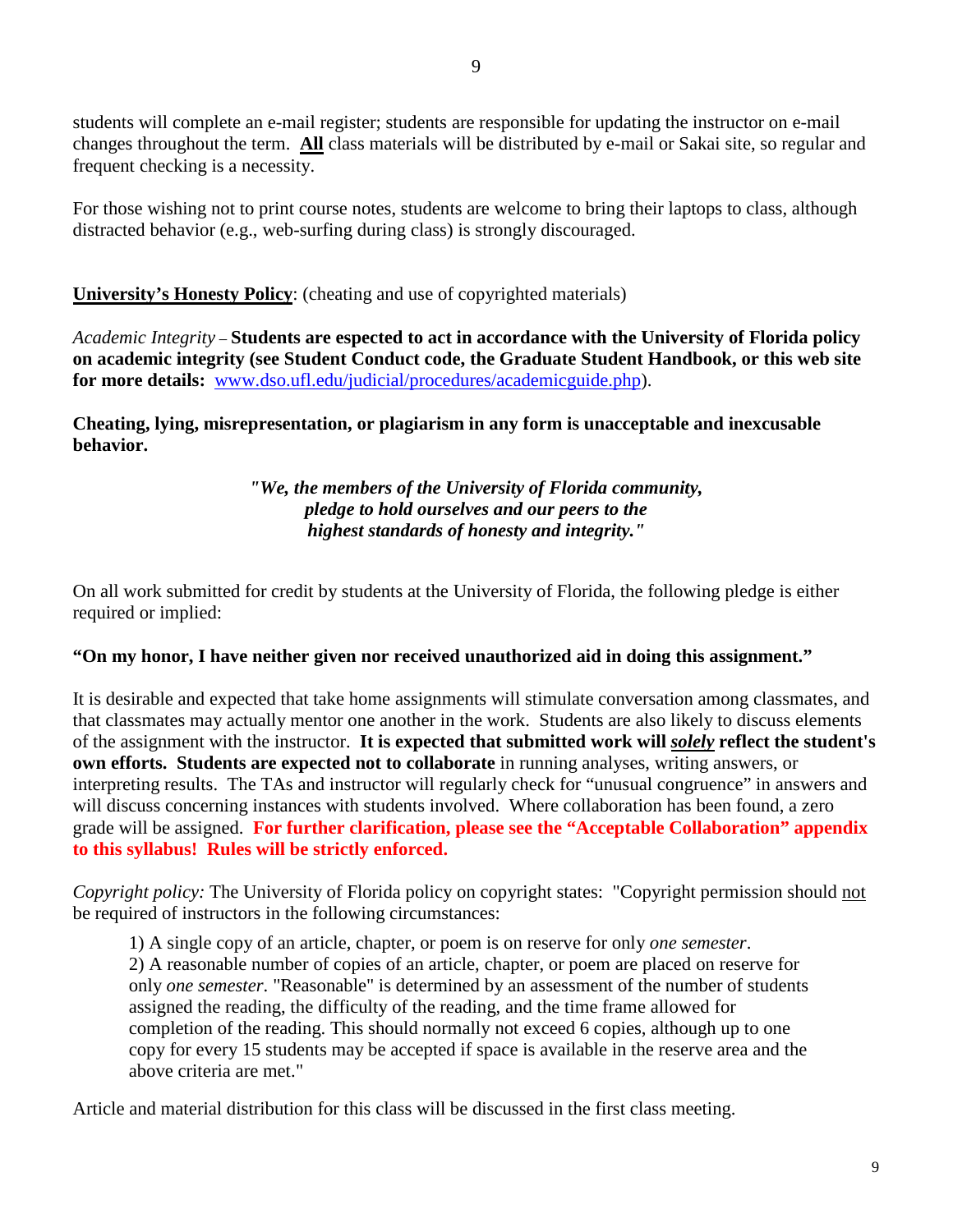students will complete an e-mail register; students are responsible for updating the instructor on e-mail changes throughout the term. <u>**All**</u> class materials will be distributed by e-mail or Sakai site, so regular and frequent checking is a necessity.

For those wishing not to print course notes, students are welcome to bring their laptops to class, although distracted behavior (e.g., web-surfing during class) is strongly discouraged.

<u>**University's Honesty Policy**</u>: (cheating and use of copyrighted materials)

*Academic Integrity* – **Students are expected to act in accordance with the University of Florida policy on academic integrity (see Student Conduct code, the Graduate Student Handbook, or this web site for more details:** [www.dso.ufl.edu/judicial/procedures/academicguide.php](www.dso.ufl.edu/judicial/procedures/academicguide.php)).

**Cheating, lying, misrepresentation, or plagiarism in any form is unacceptable and inexcusable behavior.**

***"We, the members of the University of Florida community, pledge to hold ourselves and our peers to the highest standards of honesty and integrity."***

On all work submitted for credit by students at the University of Florida, the following pledge is either required or implied:

**"On my honor, I have neither given nor received unauthorized aid in doing this assignment."**

It is desirable and expected that take home assignments will stimulate conversation among classmates, and that classmates may actually mentor one another in the work. Students are also likely to discuss elements of the assignment with the instructor. **It is expected that submitted work will *<u>solely</u>* reflect the student's own efforts. Students are expected not to collaborate** in running analyses, writing answers, or interpreting results. The TAs and instructor will regularly check for "unusual congruence" in answers and will discuss concerning instances with students involved. Where collaboration has been found, a zero grade will be assigned. **For further clarification, please see the "Acceptable Collaboration" appendix to this syllabus! Rules will be strictly enforced.**

*Copyright policy:* The University of Florida policy on copyright states: "Copyright permission should <u>not</u> be required of instructors in the following circumstances:

1) A single copy of an article, chapter, or poem is on reserve for only *one semester*.
2) A reasonable number of copies of an article, chapter, or poem are placed on reserve for only *one semester*. "Reasonable" is determined by an assessment of the number of students assigned the reading, the difficulty of the reading, and the time frame allowed for completion of the reading. This should normally not exceed 6 copies, although up to one copy for every 15 students may be accepted if space is available in the reserve area and the above criteria are met."

Article and material distribution for this class will be discussed in the first class meeting.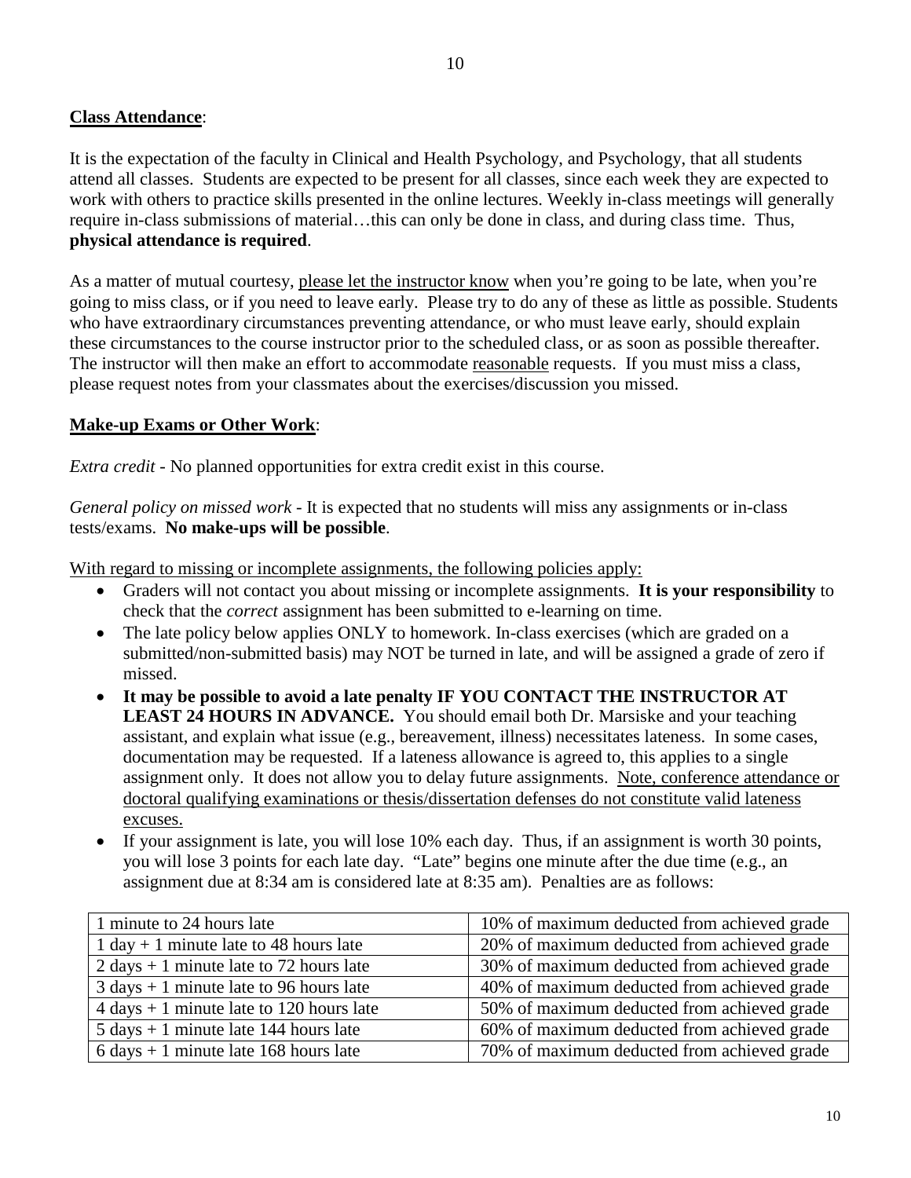**Class Attendance**:

It is the expectation of the faculty in Clinical and Health Psychology, and Psychology, that all students attend all classes. Students are expected to be present for all classes, since each week they are expected to work with others to practice skills presented in the online lectures. Weekly in-class meetings will generally require in-class submissions of material…this can only be done in class, and during class time. Thus, **physical attendance is required**.

As a matter of mutual courtesy, please let the instructor know when you're going to be late, when you're going to miss class, or if you need to leave early. Please try to do any of these as little as possible. Students who have extraordinary circumstances preventing attendance, or who must leave early, should explain these circumstances to the course instructor prior to the scheduled class, or as soon as possible thereafter. The instructor will then make an effort to accommodate reasonable requests. If you must miss a class, please request notes from your classmates about the exercises/discussion you missed.

**Make-up Exams or Other Work**:

*Extra credit* - No planned opportunities for extra credit exist in this course.

*General policy on missed work* - It is expected that no students will miss any assignments or in-class tests/exams. **No make-ups will be possible**.

With regard to missing or incomplete assignments, the following policies apply:

- Graders will not contact you about missing or incomplete assignments. **It is your responsibility** to check that the *correct* assignment has been submitted to e-learning on time.
- The late policy below applies ONLY to homework. In-class exercises (which are graded on a submitted/non-submitted basis) may NOT be turned in late, and will be assigned a grade of zero if missed.
- **It may be possible to avoid a late penalty IF YOU CONTACT THE INSTRUCTOR AT LEAST 24 HOURS IN ADVANCE.** You should email both Dr. Marsiske and your teaching assistant, and explain what issue (e.g., bereavement, illness) necessitates lateness. In some cases, documentation may be requested. If a lateness allowance is agreed to, this applies to a single assignment only. It does not allow you to delay future assignments. Note, conference attendance or doctoral qualifying examinations or thesis/dissertation defenses do not constitute valid lateness excuses.
- If your assignment is late, you will lose 10% each day. Thus, if an assignment is worth 30 points, you will lose 3 points for each late day. "Late" begins one minute after the due time (e.g., an assignment due at 8:34 am is considered late at 8:35 am). Penalties are as follows:

| Lateness | Penalty |
|---|---|
| 1 minute to 24 hours late | 10% of maximum deducted from achieved grade |
| 1 day + 1 minute late to 48 hours late | 20% of maximum deducted from achieved grade |
| 2 days + 1 minute late to 72 hours late | 30% of maximum deducted from achieved grade |
| 3 days + 1 minute late to 96 hours late | 40% of maximum deducted from achieved grade |
| 4 days + 1 minute late to 120 hours late | 50% of maximum deducted from achieved grade |
| 5 days + 1 minute late 144 hours late | 60% of maximum deducted from achieved grade |
| 6 days + 1 minute late 168 hours late | 70% of maximum deducted from achieved grade |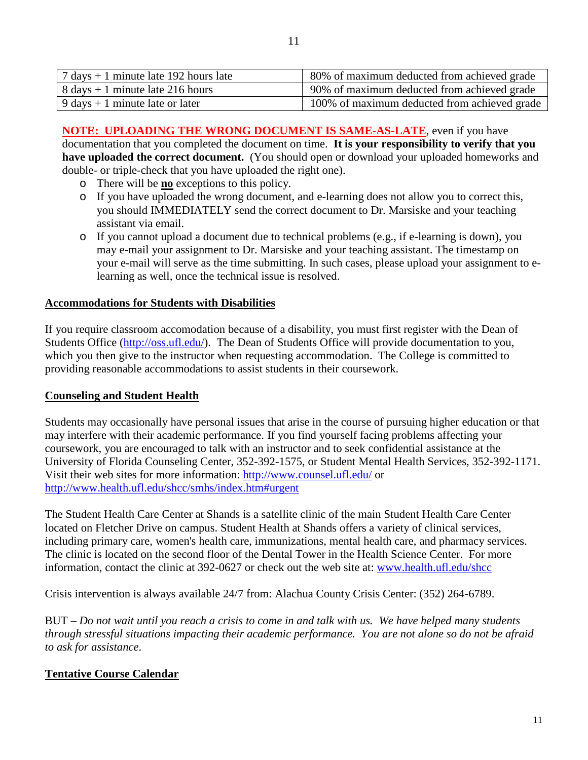| 7 days + 1 minute late 192 hours late | 80% of maximum deducted from achieved grade |
|---|---|
| 8 days + 1 minute late 216 hours | 90% of maximum deducted from achieved grade |
| 9 days + 1 minute late or later | 100% of maximum deducted from achieved grade |

**NOTE: UPLOADING THE WRONG DOCUMENT IS SAME-AS-LATE**, even if you have documentation that you completed the document on time. **It is your responsibility to verify that you have uploaded the correct document.** (You should open or download your uploaded homeworks and double- or triple-check that you have uploaded the right one).

- There will be **no** exceptions to this policy.
- If you have uploaded the wrong document, and e-learning does not allow you to correct this, you should IMMEDIATELY send the correct document to Dr. Marsiske and your teaching assistant via email.
- If you cannot upload a document due to technical problems (e.g., if e-learning is down), you may e-mail your assignment to Dr. Marsiske and your teaching assistant. The timestamp on your e-mail will serve as the time submitting. In such cases, please upload your assignment to e-learning as well, once the technical issue is resolved.

## Accommodations for Students with Disabilities

If you require classroom accomodation because of a disability, you must first register with the Dean of Students Office (http://oss.ufl.edu/). The Dean of Students Office will provide documentation to you, which you then give to the instructor when requesting accommodation. The College is committed to providing reasonable accommodations to assist students in their coursework.

## Counseling and Student Health

Students may occasionally have personal issues that arise in the course of pursuing higher education or that may interfere with their academic performance. If you find yourself facing problems affecting your coursework, you are encouraged to talk with an instructor and to seek confidential assistance at the University of Florida Counseling Center, 352-392-1575, or Student Mental Health Services, 352-392-1171. Visit their web sites for more information: http://www.counsel.ufl.edu/ or http://www.health.ufl.edu/shcc/smhs/index.htm#urgent

The Student Health Care Center at Shands is a satellite clinic of the main Student Health Care Center located on Fletcher Drive on campus. Student Health at Shands offers a variety of clinical services, including primary care, women's health care, immunizations, mental health care, and pharmacy services. The clinic is located on the second floor of the Dental Tower in the Health Science Center. For more information, contact the clinic at 392-0627 or check out the web site at: www.health.ufl.edu/shcc

Crisis intervention is always available 24/7 from: Alachua County Crisis Center: (352) 264-6789.

BUT – *Do not wait until you reach a crisis to come in and talk with us. We have helped many students through stressful situations impacting their academic performance. You are not alone so do not be afraid to ask for assistance*.

## Tentative Course Calendar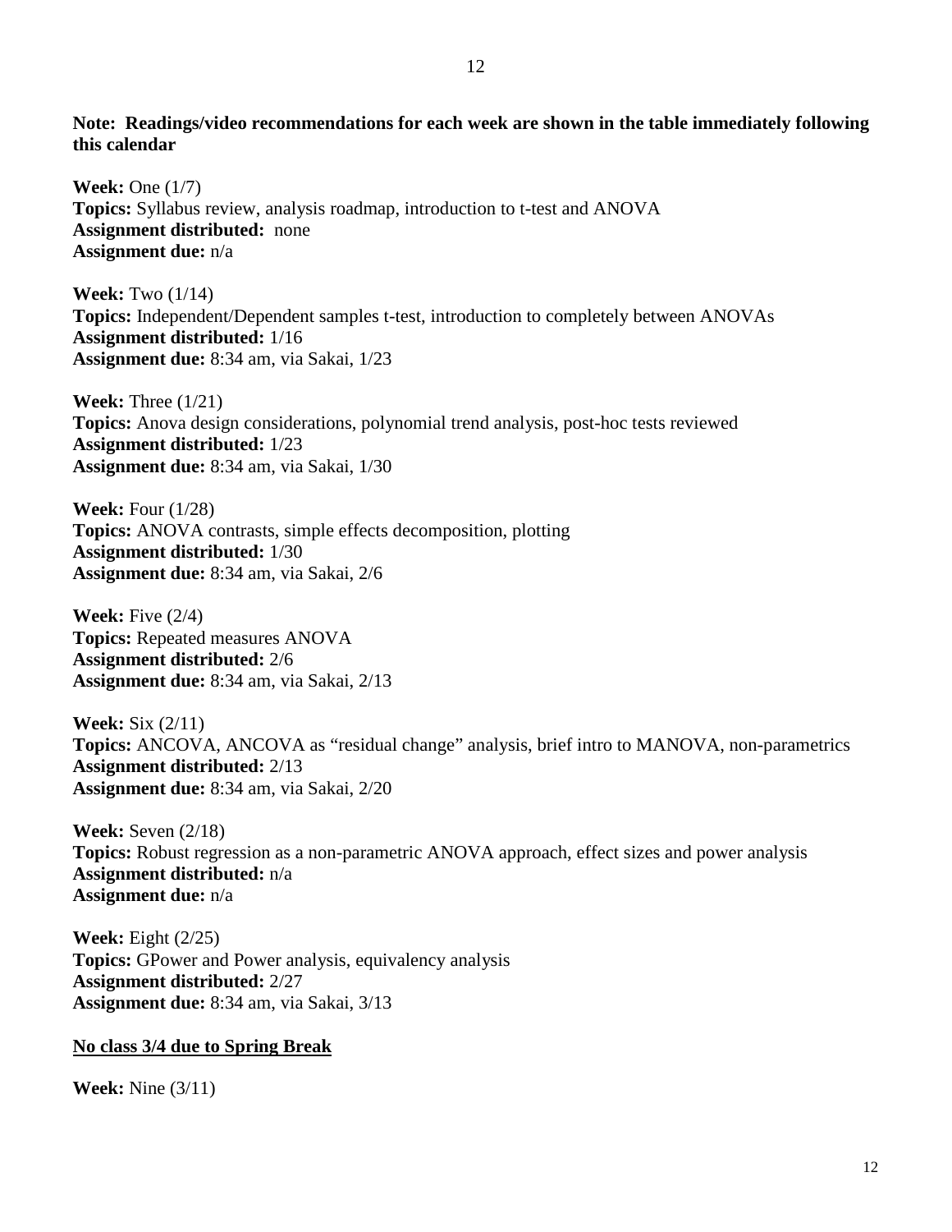**Note: Readings/video recommendations for each week are shown in the table immediately following this calendar**

**Week:** One (1/7)
**Topics:** Syllabus review, analysis roadmap, introduction to t-test and ANOVA
**Assignment distributed:** none
**Assignment due:** n/a

**Week:** Two (1/14)
**Topics:** Independent/Dependent samples t-test, introduction to completely between ANOVAs
**Assignment distributed:** 1/16
**Assignment due:** 8:34 am, via Sakai, 1/23

**Week:** Three (1/21)
**Topics:** Anova design considerations, polynomial trend analysis, post-hoc tests reviewed
**Assignment distributed:** 1/23
**Assignment due:** 8:34 am, via Sakai, 1/30

**Week:** Four (1/28)
**Topics:** ANOVA contrasts, simple effects decomposition, plotting
**Assignment distributed:** 1/30
**Assignment due:** 8:34 am, via Sakai, 2/6

**Week:** Five (2/4)
**Topics:** Repeated measures ANOVA
**Assignment distributed:** 2/6
**Assignment due:** 8:34 am, via Sakai, 2/13

**Week:** Six (2/11)
**Topics:** ANCOVA, ANCOVA as "residual change" analysis, brief intro to MANOVA, non-parametrics
**Assignment distributed:** 2/13
**Assignment due:** 8:34 am, via Sakai, 2/20

**Week:** Seven (2/18)
**Topics:** Robust regression as a non-parametric ANOVA approach, effect sizes and power analysis
**Assignment distributed:** n/a
**Assignment due:** n/a

**Week:** Eight (2/25)
**Topics:** GPower and Power analysis, equivalency analysis
**Assignment distributed:** 2/27
**Assignment due:** 8:34 am, via Sakai, 3/13

**No class 3/4 due to Spring Break**

**Week:** Nine (3/11)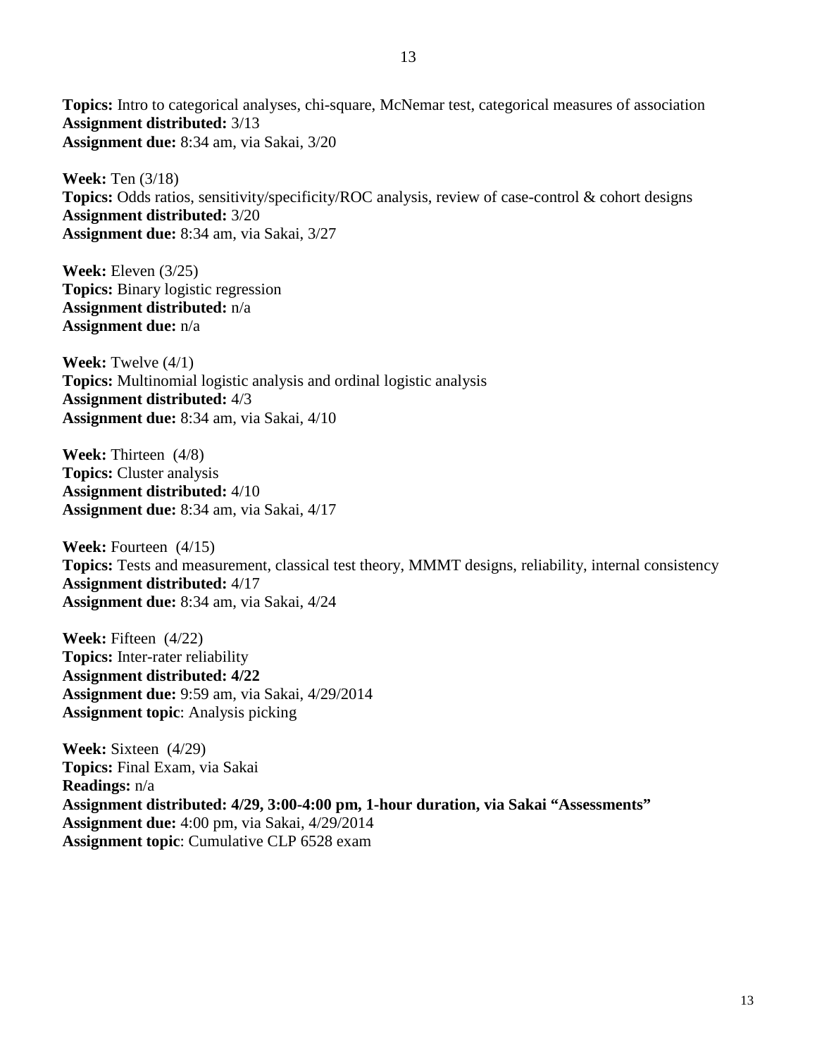**Topics:** Intro to categorical analyses, chi-square, McNemar test, categorical measures of association
**Assignment distributed:** 3/13
**Assignment due:** 8:34 am, via Sakai, 3/20

**Week:** Ten (3/18)
**Topics:** Odds ratios, sensitivity/specificity/ROC analysis, review of case-control & cohort designs
**Assignment distributed:** 3/20
**Assignment due:** 8:34 am, via Sakai, 3/27

**Week:** Eleven (3/25)
**Topics:** Binary logistic regression
**Assignment distributed:** n/a
**Assignment due:** n/a

**Week:** Twelve (4/1)
**Topics:** Multinomial logistic analysis and ordinal logistic analysis
**Assignment distributed:** 4/3
**Assignment due:** 8:34 am, via Sakai, 4/10

**Week:** Thirteen (4/8)
**Topics:** Cluster analysis
**Assignment distributed:** 4/10
**Assignment due:** 8:34 am, via Sakai, 4/17

**Week:** Fourteen (4/15)
**Topics:** Tests and measurement, classical test theory, MMMT designs, reliability, internal consistency
**Assignment distributed:** 4/17
**Assignment due:** 8:34 am, via Sakai, 4/24

**Week:** Fifteen (4/22)
**Topics:** Inter-rater reliability
**Assignment distributed: 4/22**
**Assignment due:** 9:59 am, via Sakai, 4/29/2014
**Assignment topic**: Analysis picking

**Week:** Sixteen (4/29)
**Topics:** Final Exam, via Sakai
**Readings:** n/a
**Assignment distributed: 4/29, 3:00-4:00 pm, 1-hour duration, via Sakai "Assessments"**
**Assignment due:** 4:00 pm, via Sakai, 4/29/2014
**Assignment topic**: Cumulative CLP 6528 exam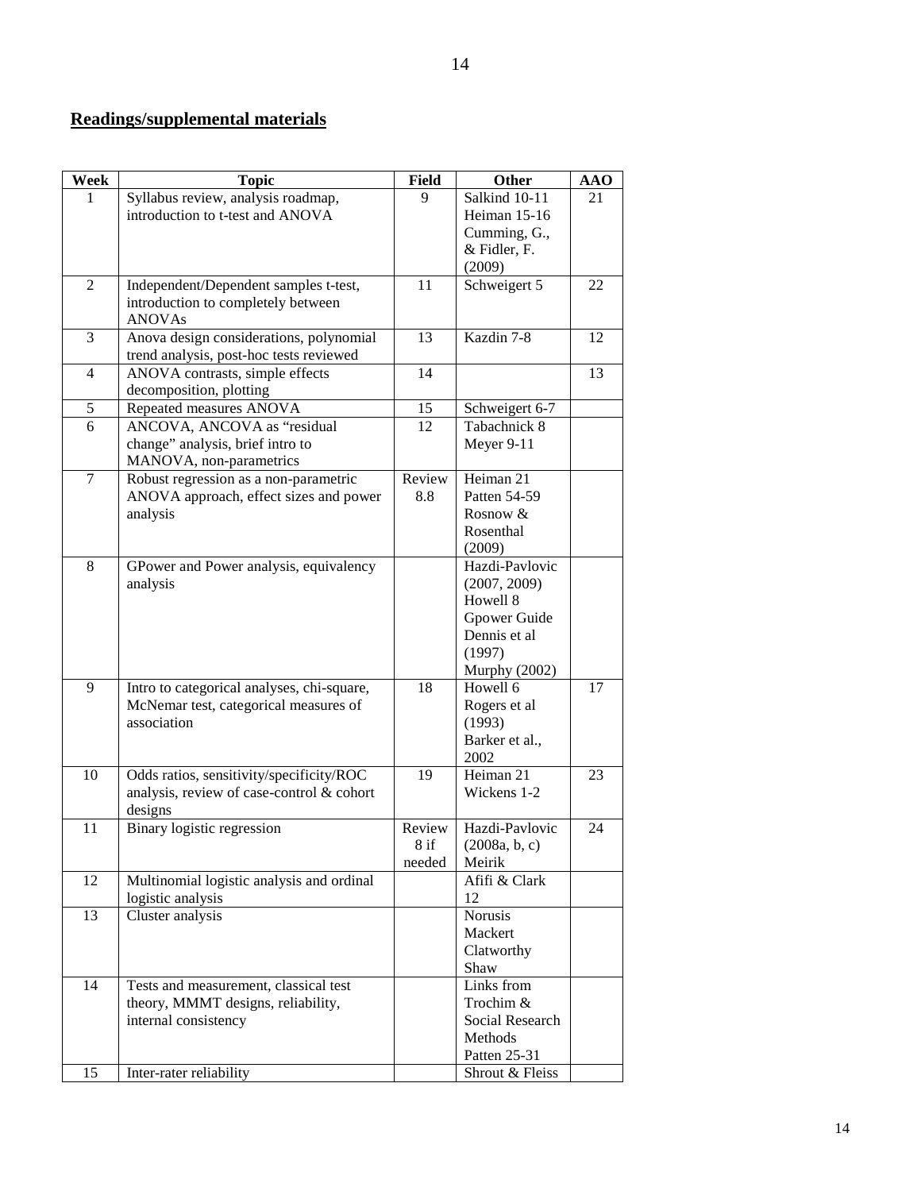## **Readings/supplemental materials**

| Week | Topic | Field | Other | AAO |
|---|---|---|---|---|
| 1 | Syllabus review, analysis roadmap, introduction to t-test and ANOVA | 9 | Salkind 10-11<br>Heiman 15-16<br>Cumming, G., & Fidler, F. (2009) | 21 |
| 2 | Independent/Dependent samples t-test, introduction to completely between ANOVAs | 11 | Schweigert 5 | 22 |
| 3 | Anova design considerations, polynomial trend analysis, post-hoc tests reviewed | 13 | Kazdin 7-8 | 12 |
| 4 | ANOVA contrasts, simple effects decomposition, plotting | 14 | | 13 |
| 5 | Repeated measures ANOVA | 15 | Schweigert 6-7 | |
| 6 | ANCOVA, ANCOVA as "residual change" analysis, brief intro to MANOVA, non-parametrics | 12 | Tabachnick 8<br>Meyer 9-11 | |
| 7 | Robust regression as a non-parametric ANOVA approach, effect sizes and power analysis | Review 8.8 | Heiman 21<br>Patten 54-59<br>Rosnow & Rosenthal (2009) | |
| 8 | GPower and Power analysis, equivalency analysis | | Hazdi-Pavlovic (2007, 2009)<br>Howell 8<br>Gpower Guide<br>Dennis et al (1997)<br>Murphy (2002) | |
| 9 | Intro to categorical analyses, chi-square, McNemar test, categorical measures of association | 18 | Howell 6<br>Rogers et al (1993)<br>Barker et al., 2002 | 17 |
| 10 | Odds ratios, sensitivity/specificity/ROC analysis, review of case-control & cohort designs | 19 | Heiman 21<br>Wickens 1-2 | 23 |
| 11 | Binary logistic regression | Review 8 if needed | Hazdi-Pavlovic (2008a, b, c)<br>Meirik | 24 |
| 12 | Multinomial logistic analysis and ordinal logistic analysis | | Afifi & Clark 12 | |
| 13 | Cluster analysis | | Norusis<br>Mackert<br>Clatworthy<br>Shaw | |
| 14 | Tests and measurement, classical test theory, MMMT designs, reliability, internal consistency | | Links from Trochim & Social Research Methods<br>Patten 25-31 | |
| 15 | Inter-rater reliability | | Shrout & Fleiss | |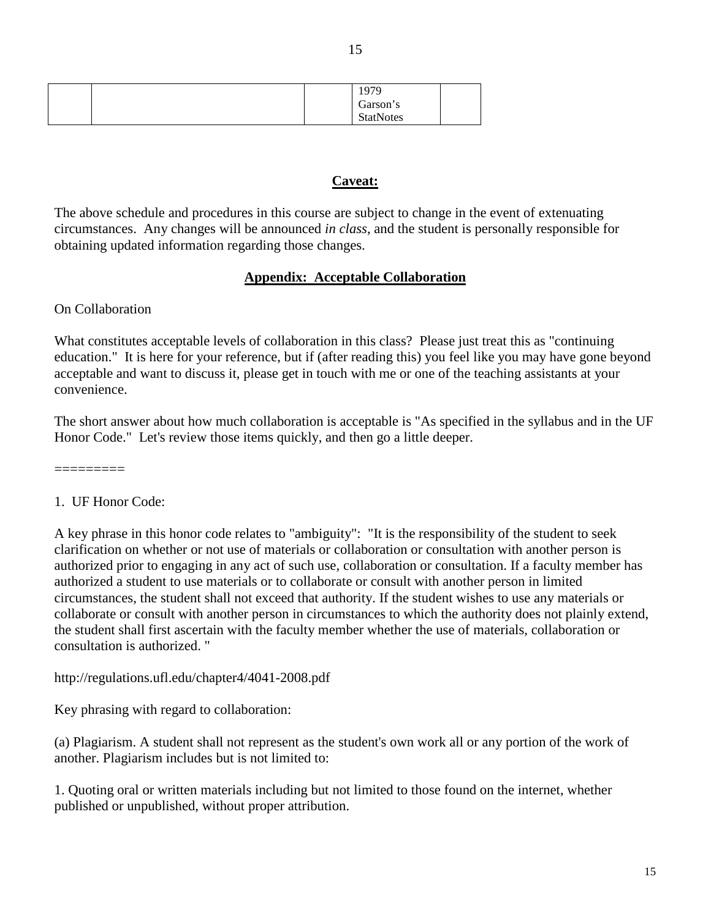|  |  |  | 1979<br>Garson's<br>StatNotes |  |
|---|---|---|---|---|

**Caveat:**

The above schedule and procedures in this course are subject to change in the event of extenuating circumstances. Any changes will be announced *in class*, and the student is personally responsible for obtaining updated information regarding those changes.

**Appendix: Acceptable Collaboration**

On Collaboration

What constitutes acceptable levels of collaboration in this class? Please just treat this as "continuing education." It is here for your reference, but if (after reading this) you feel like you may have gone beyond acceptable and want to discuss it, please get in touch with me or one of the teaching assistants at your convenience.

The short answer about how much collaboration is acceptable is "As specified in the syllabus and in the UF Honor Code." Let's review those items quickly, and then go a little deeper.

=========

1. UF Honor Code:

A key phrase in this honor code relates to "ambiguity": "It is the responsibility of the student to seek clarification on whether or not use of materials or collaboration or consultation with another person is authorized prior to engaging in any act of such use, collaboration or consultation. If a faculty member has authorized a student to use materials or to collaborate or consult with another person in limited circumstances, the student shall not exceed that authority. If the student wishes to use any materials or collaborate or consult with another person in circumstances to which the authority does not plainly extend, the student shall first ascertain with the faculty member whether the use of materials, collaboration or consultation is authorized. "

http://regulations.ufl.edu/chapter4/4041-2008.pdf

Key phrasing with regard to collaboration:

(a) Plagiarism. A student shall not represent as the student's own work all or any portion of the work of another. Plagiarism includes but is not limited to:

1. Quoting oral or written materials including but not limited to those found on the internet, whether published or unpublished, without proper attribution.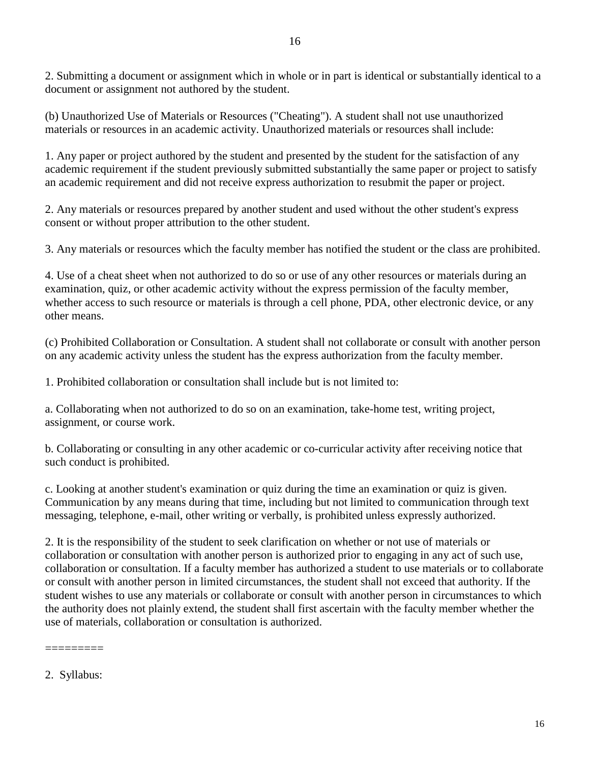2. Submitting a document or assignment which in whole or in part is identical or substantially identical to a document or assignment not authored by the student.

(b) Unauthorized Use of Materials or Resources ("Cheating"). A student shall not use unauthorized materials or resources in an academic activity. Unauthorized materials or resources shall include:

1. Any paper or project authored by the student and presented by the student for the satisfaction of any academic requirement if the student previously submitted substantially the same paper or project to satisfy an academic requirement and did not receive express authorization to resubmit the paper or project.

2. Any materials or resources prepared by another student and used without the other student's express consent or without proper attribution to the other student.

3. Any materials or resources which the faculty member has notified the student or the class are prohibited.

4. Use of a cheat sheet when not authorized to do so or use of any other resources or materials during an examination, quiz, or other academic activity without the express permission of the faculty member, whether access to such resource or materials is through a cell phone, PDA, other electronic device, or any other means.

(c) Prohibited Collaboration or Consultation. A student shall not collaborate or consult with another person on any academic activity unless the student has the express authorization from the faculty member.

1. Prohibited collaboration or consultation shall include but is not limited to:

a. Collaborating when not authorized to do so on an examination, take-home test, writing project, assignment, or course work.

b. Collaborating or consulting in any other academic or co-curricular activity after receiving notice that such conduct is prohibited.

c. Looking at another student's examination or quiz during the time an examination or quiz is given. Communication by any means during that time, including but not limited to communication through text messaging, telephone, e-mail, other writing or verbally, is prohibited unless expressly authorized.

2. It is the responsibility of the student to seek clarification on whether or not use of materials or collaboration or consultation with another person is authorized prior to engaging in any act of such use, collaboration or consultation. If a faculty member has authorized a student to use materials or to collaborate or consult with another person in limited circumstances, the student shall not exceed that authority. If the student wishes to use any materials or collaborate or consult with another person in circumstances to which the authority does not plainly extend, the student shall first ascertain with the faculty member whether the use of materials, collaboration or consultation is authorized.

=========

2. Syllabus: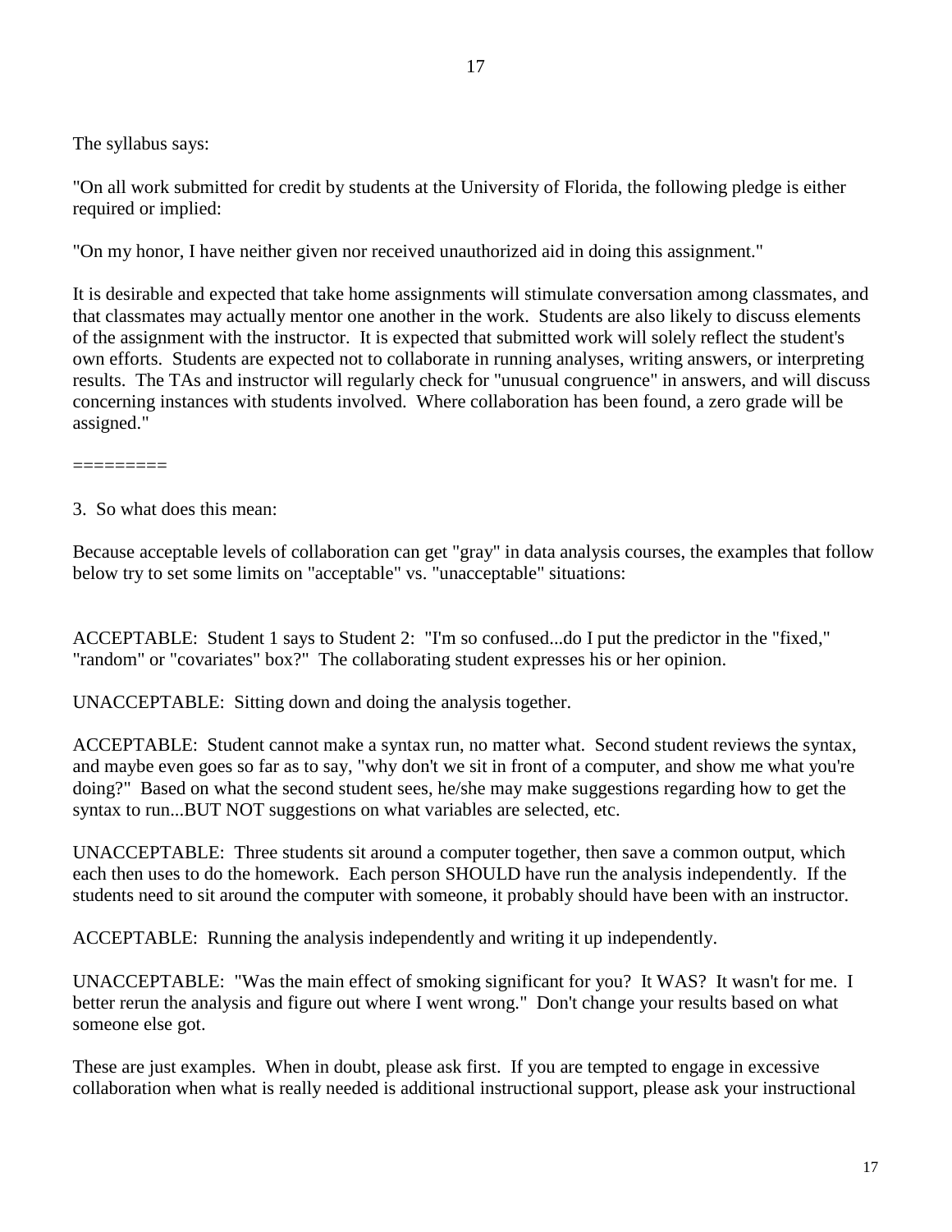The syllabus says:

"On all work submitted for credit by students at the University of Florida, the following pledge is either required or implied:

"On my honor, I have neither given nor received unauthorized aid in doing this assignment."

It is desirable and expected that take home assignments will stimulate conversation among classmates, and that classmates may actually mentor one another in the work. Students are also likely to discuss elements of the assignment with the instructor. It is expected that submitted work will solely reflect the student's own efforts. Students are expected not to collaborate in running analyses, writing answers, or interpreting results. The TAs and instructor will regularly check for "unusual congruence" in answers, and will discuss concerning instances with students involved. Where collaboration has been found, a zero grade will be assigned."

=========

3. So what does this mean:

Because acceptable levels of collaboration can get "gray" in data analysis courses, the examples that follow below try to set some limits on "acceptable" vs. "unacceptable" situations:

ACCEPTABLE: Student 1 says to Student 2: "I'm so confused...do I put the predictor in the "fixed," "random" or "covariates" box?" The collaborating student expresses his or her opinion.

UNACCEPTABLE: Sitting down and doing the analysis together.

ACCEPTABLE: Student cannot make a syntax run, no matter what. Second student reviews the syntax, and maybe even goes so far as to say, "why don't we sit in front of a computer, and show me what you're doing?" Based on what the second student sees, he/she may make suggestions regarding how to get the syntax to run...BUT NOT suggestions on what variables are selected, etc.

UNACCEPTABLE: Three students sit around a computer together, then save a common output, which each then uses to do the homework. Each person SHOULD have run the analysis independently. If the students need to sit around the computer with someone, it probably should have been with an instructor.

ACCEPTABLE: Running the analysis independently and writing it up independently.

UNACCEPTABLE: "Was the main effect of smoking significant for you? It WAS? It wasn't for me. I better rerun the analysis and figure out where I went wrong." Don't change your results based on what someone else got.

These are just examples. When in doubt, please ask first. If you are tempted to engage in excessive collaboration when what is really needed is additional instructional support, please ask your instructional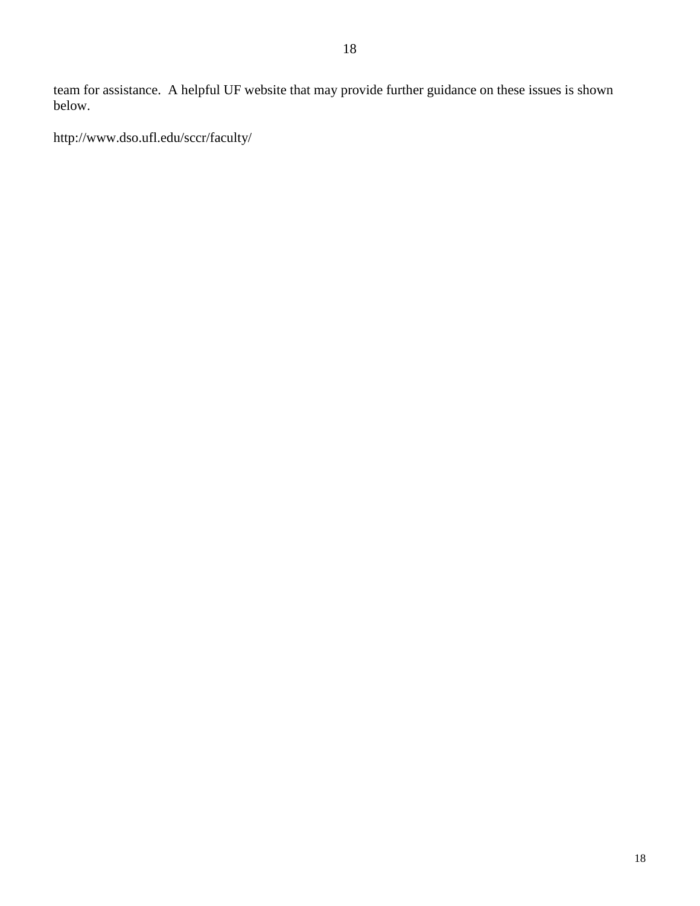team for assistance. A helpful UF website that may provide further guidance on these issues is shown below.

http://www.dso.ufl.edu/sccr/faculty/